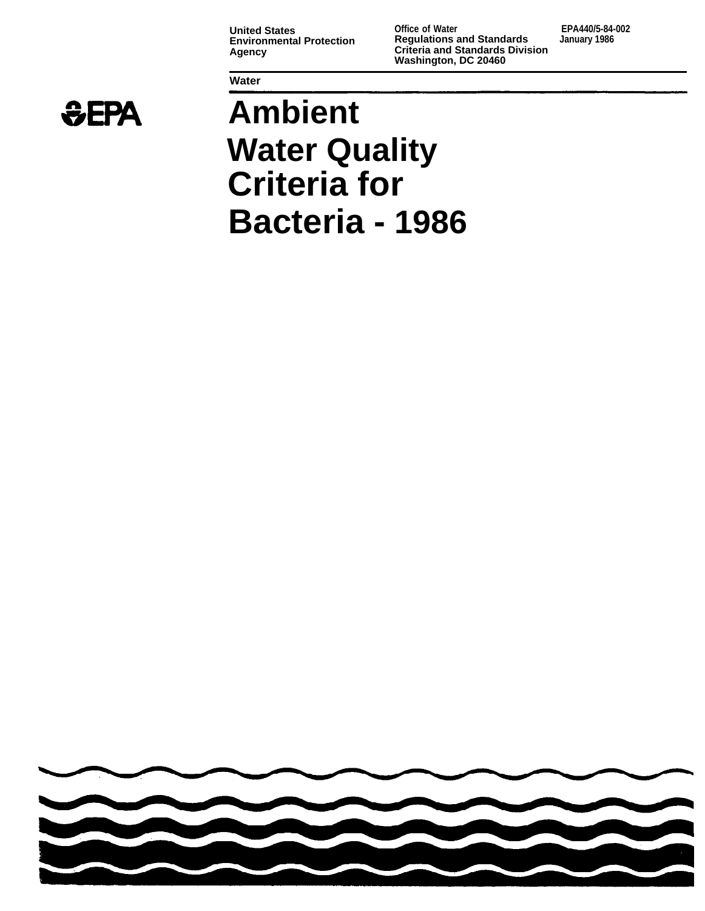United States Environmental Protection Agency

Office of Water
Regulations and Standards
Criteria and Standards Division
Washington, DC 20460

EPA440/5-84-002
January 1986

Water

# Ambient Water Quality Criteria for Bacteria - 1986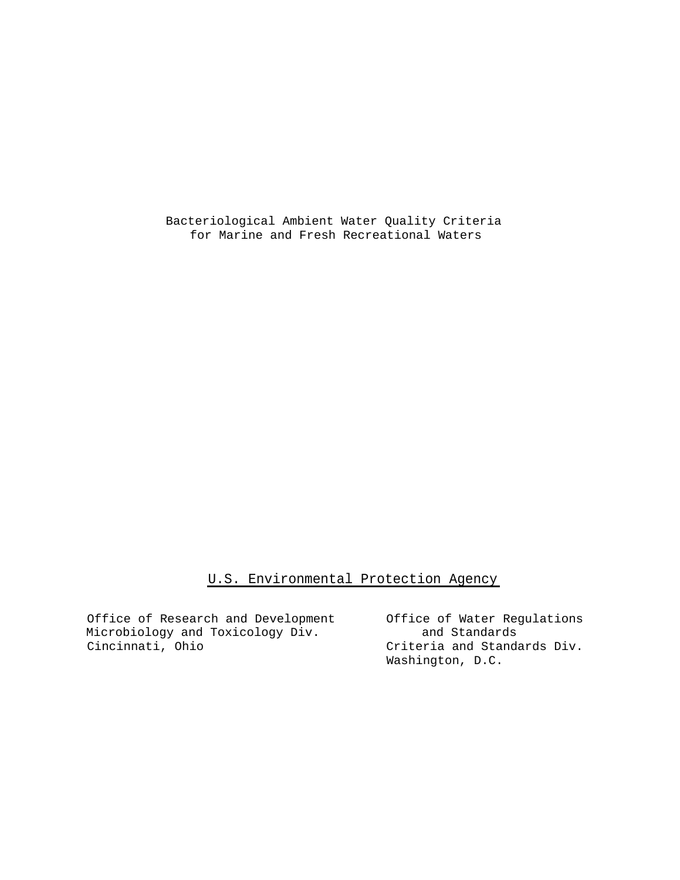# Bacteriological Ambient Water Quality Criteria for Marine and Fresh Recreational Waters

U.S. Environmental Protection Agency

Office of Research and Development
Microbiology and Toxicology Div.
Cincinnati, Ohio

Office of Water Regulations and Standards
Criteria and Standards Div.
Washington, D.C.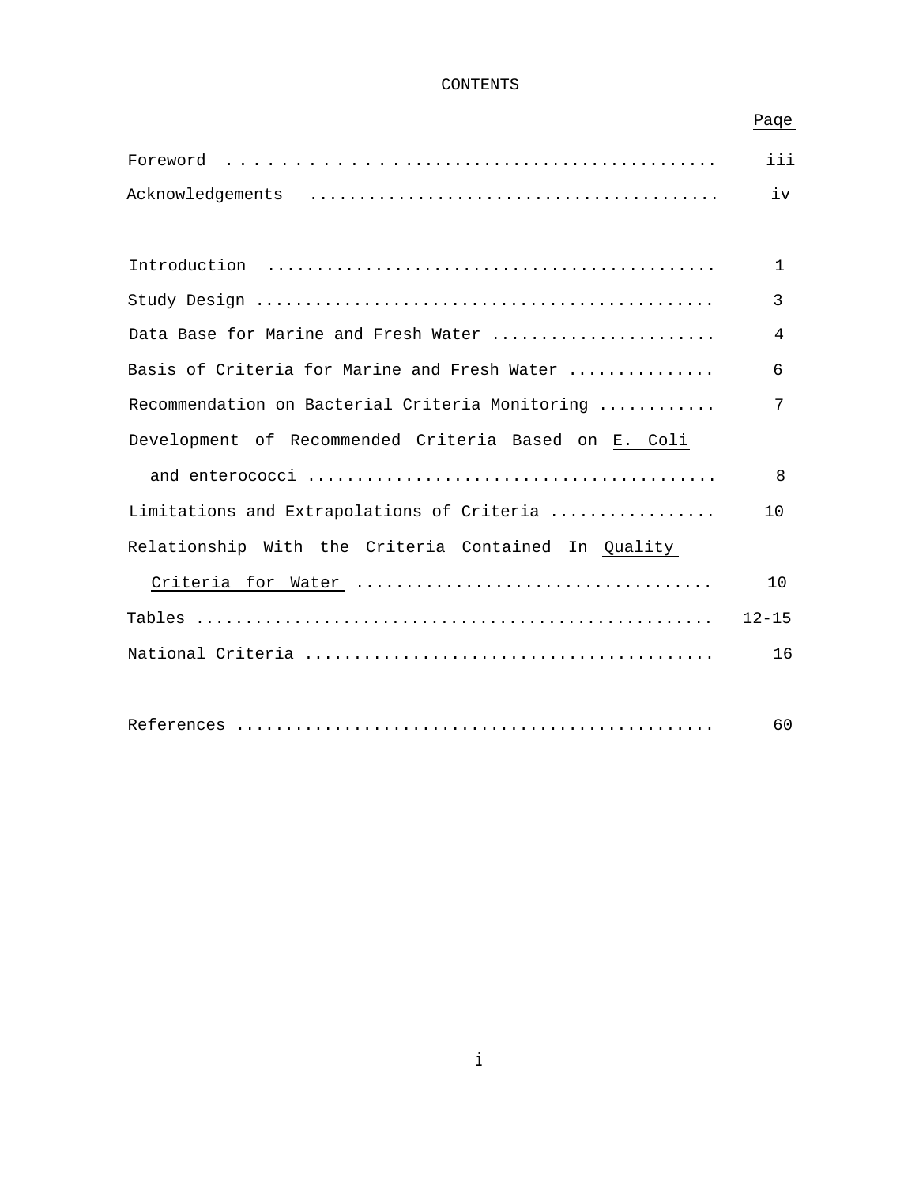# CONTENTS

| | Page |
|---|---|
| Foreword | iii |
| Acknowledgements | iv |
| Introduction | 1 |
| Study Design | 3 |
| Data Base for Marine and Fresh Water | 4 |
| Basis of Criteria for Marine and Fresh Water | 6 |
| Recommendation on Bacterial Criteria Monitoring | 7 |
| Development of Recommended Criteria Based on *E. Coli* and enterococci | 8 |
| Limitations and Extrapolations of Criteria | 10 |
| Relationship With the Criteria Contained In *Quality Criteria for Water* | 10 |
| Tables | 12-15 |
| National Criteria | 16 |
| References | 60 |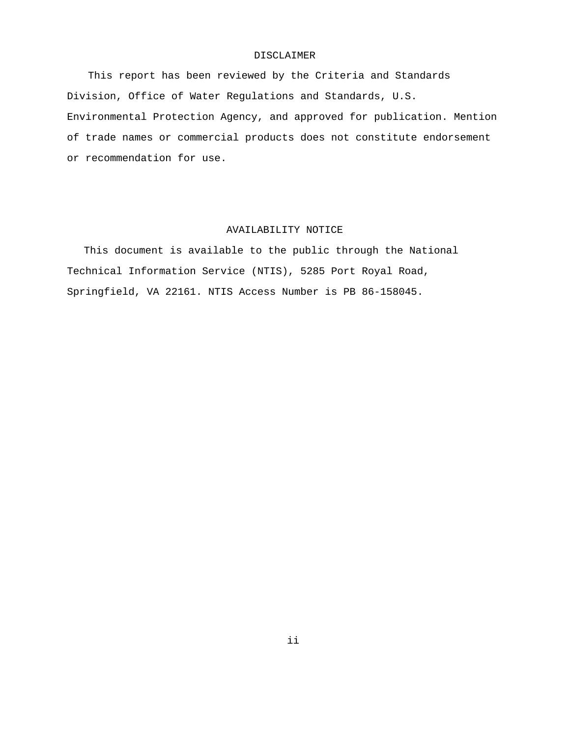## DISCLAIMER

This report has been reviewed by the Criteria and Standards Division, Office of Water Regulations and Standards, U.S. Environmental Protection Agency, and approved for publication. Mention of trade names or commercial products does not constitute endorsement or recommendation for use.

## AVAILABILITY NOTICE

This document is available to the public through the National Technical Information Service (NTIS), 5285 Port Royal Road, Springfield, VA 22161. NTIS Access Number is PB 86-158045.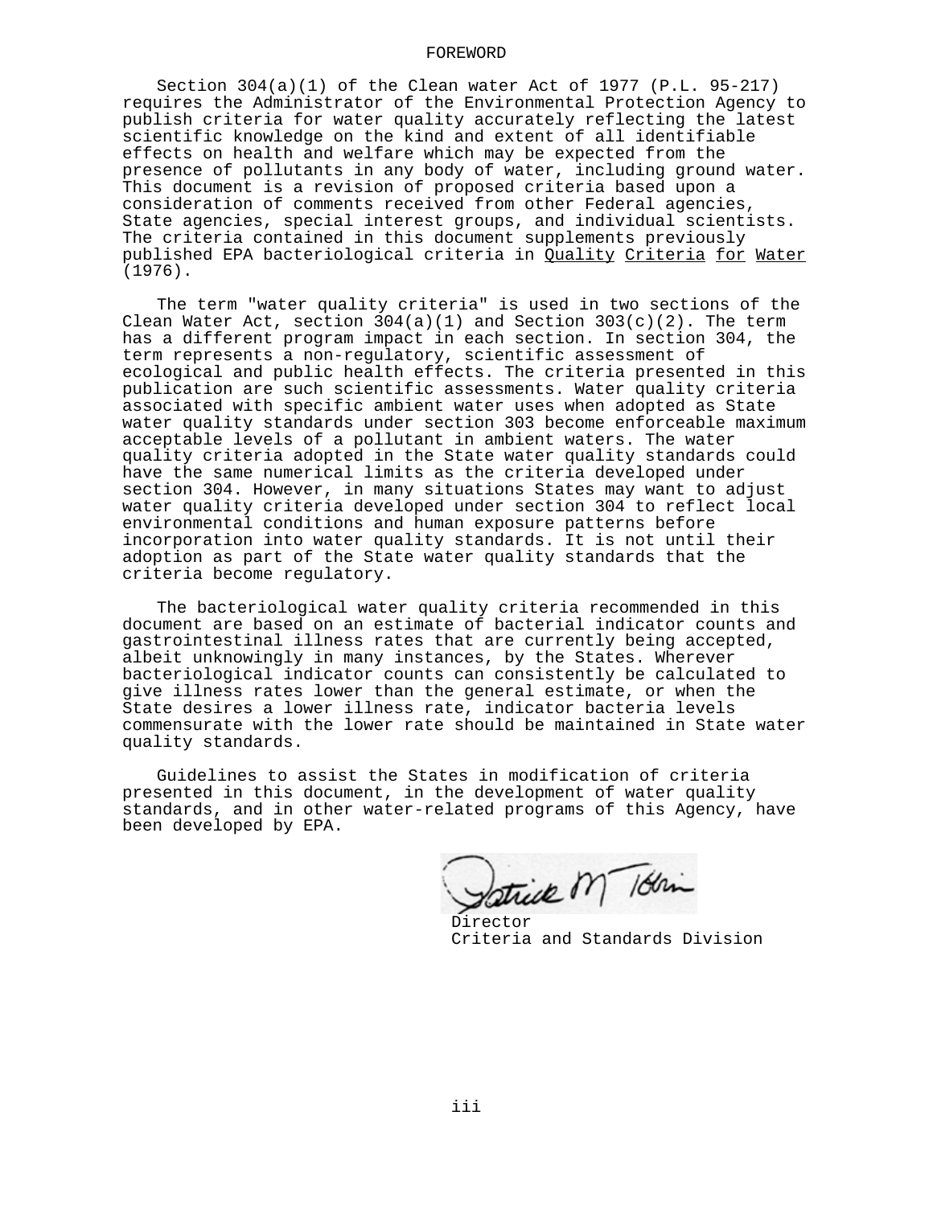# FOREWORD

Section 304(a)(1) of the Clean water Act of 1977 (P.L. 95-217) requires the Administrator of the Environmental Protection Agency to publish criteria for water quality accurately reflecting the latest scientific knowledge on the kind and extent of all identifiable effects on health and welfare which may be expected from the presence of pollutants in any body of water, including ground water. This document is a revision of proposed criteria based upon a consideration of comments received from other Federal agencies, State agencies, special interest groups, and individual scientists. The criteria contained in this document supplements previously published EPA bacteriological criteria in Quality Criteria for Water (1976).

The term "water quality criteria" is used in two sections of the Clean Water Act, section 304(a)(1) and Section 303(c)(2). The term has a different program impact in each section. In section 304, the term represents a non-regulatory, scientific assessment of ecological and public health effects. The criteria presented in this publication are such scientific assessments. Water quality criteria associated with specific ambient water uses when adopted as State water quality standards under section 303 become enforceable maximum acceptable levels of a pollutant in ambient waters. The water quality criteria adopted in the State water quality standards could have the same numerical limits as the criteria developed under section 304. However, in many situations States may want to adjust water quality criteria developed under section 304 to reflect local environmental conditions and human exposure patterns before incorporation into water quality standards. It is not until their adoption as part of the State water quality standards that the criteria become regulatory.

The bacteriological water quality criteria recommended in this document are based on an estimate of bacterial indicator counts and gastrointestinal illness rates that are currently being accepted, albeit unknowingly in many instances, by the States. Wherever bacteriological indicator counts can consistently be calculated to give illness rates lower than the general estimate, or when the State desires a lower illness rate, indicator bacteria levels commensurate with the lower rate should be maintained in State water quality standards.

Guidelines to assist the States in modification of criteria presented in this document, in the development of water quality standards, and in other water-related programs of this Agency, have been developed by EPA.

Patrick M Tobin

Director
Criteria and Standards Division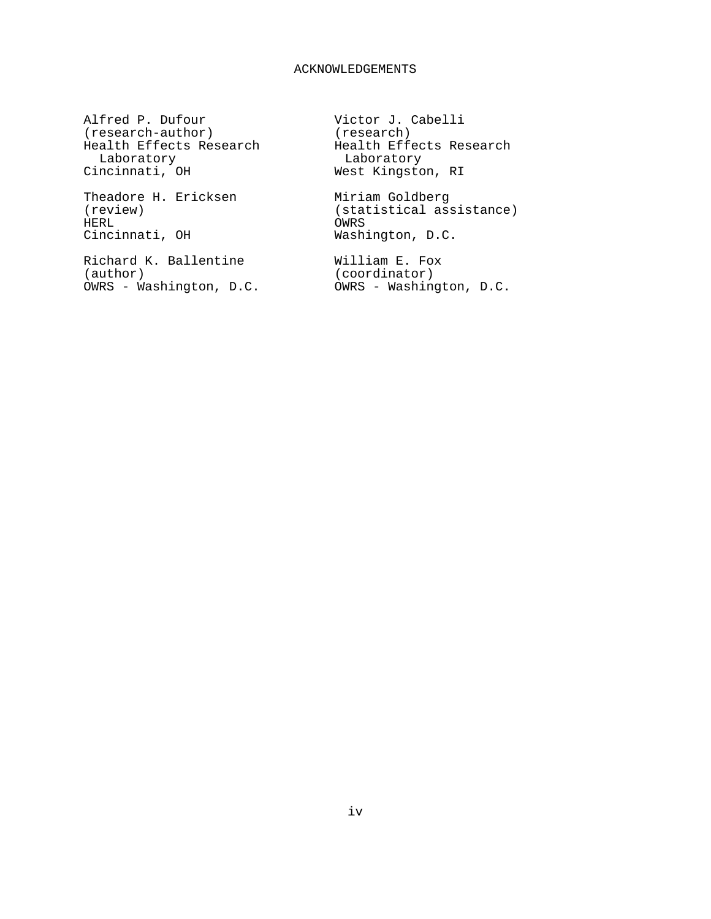# ACKNOWLEDGEMENTS

Alfred P. Dufour
(research-author)
Health Effects Research Laboratory
Cincinnati, OH

Victor J. Cabelli
(research)
Health Effects Research Laboratory
West Kingston, RI

Theadore H. Ericksen
(review)
HERL
Cincinnati, OH

Miriam Goldberg
(statistical assistance)
OWRS
Washington, D.C.

Richard K. Ballentine
(author)
OWRS - Washington, D.C.

William E. Fox
(coordinator)
OWRS - Washington, D.C.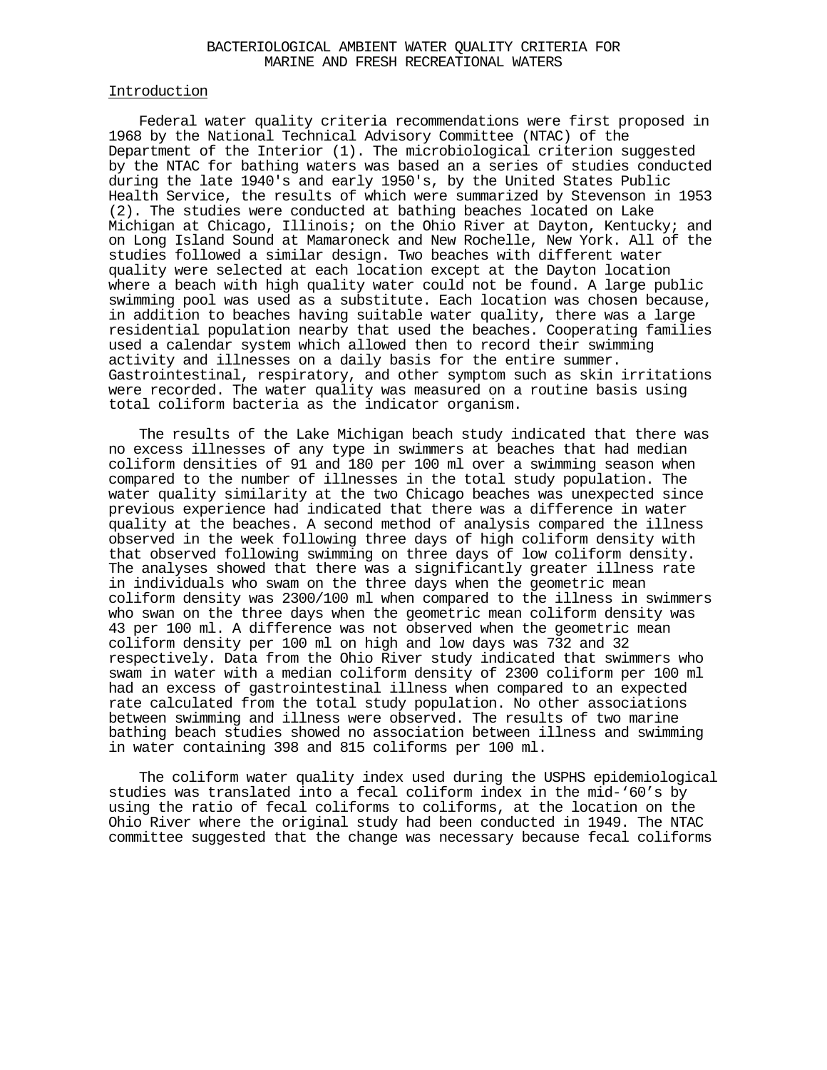# BACTERIOLOGICAL AMBIENT WATER QUALITY CRITERIA FOR MARINE AND FRESH RECREATIONAL WATERS

## Introduction

Federal water quality criteria recommendations were first proposed in 1968 by the National Technical Advisory Committee (NTAC) of the Department of the Interior (1). The microbiological criterion suggested by the NTAC for bathing waters was based an a series of studies conducted during the late 1940's and early 1950's, by the United States Public Health Service, the results of which were summarized by Stevenson in 1953 (2). The studies were conducted at bathing beaches located on Lake Michigan at Chicago, Illinois; on the Ohio River at Dayton, Kentucky; and on Long Island Sound at Mamaroneck and New Rochelle, New York. All of the studies followed a similar design. Two beaches with different water quality were selected at each location except at the Dayton location where a beach with high quality water could not be found. A large public swimming pool was used as a substitute. Each location was chosen because, in addition to beaches having suitable water quality, there was a large residential population nearby that used the beaches. Cooperating families used a calendar system which allowed then to record their swimming activity and illnesses on a daily basis for the entire summer. Gastrointestinal, respiratory, and other symptom such as skin irritations were recorded. The water quality was measured on a routine basis using total coliform bacteria as the indicator organism.

The results of the Lake Michigan beach study indicated that there was no excess illnesses of any type in swimmers at beaches that had median coliform densities of 91 and 180 per 100 ml over a swimming season when compared to the number of illnesses in the total study population. The water quality similarity at the two Chicago beaches was unexpected since previous experience had indicated that there was a difference in water quality at the beaches. A second method of analysis compared the illness observed in the week following three days of high coliform density with that observed following swimming on three days of low coliform density. The analyses showed that there was a significantly greater illness rate in individuals who swam on the three days when the geometric mean coliform density was 2300/100 ml when compared to the illness in swimmers who swan on the three days when the geometric mean coliform density was 43 per 100 ml. A difference was not observed when the geometric mean coliform density per 100 ml on high and low days was 732 and 32 respectively. Data from the Ohio River study indicated that swimmers who swam in water with a median coliform density of 2300 coliform per 100 ml had an excess of gastrointestinal illness when compared to an expected rate calculated from the total study population. No other associations between swimming and illness were observed. The results of two marine bathing beach studies showed no association between illness and swimming in water containing 398 and 815 coliforms per 100 ml.

The coliform water quality index used during the USPHS epidemiological studies was translated into a fecal coliform index in the mid-‘60’s by using the ratio of fecal coliforms to coliforms, at the location on the Ohio River where the original study had been conducted in 1949. The NTAC committee suggested that the change was necessary because fecal coliforms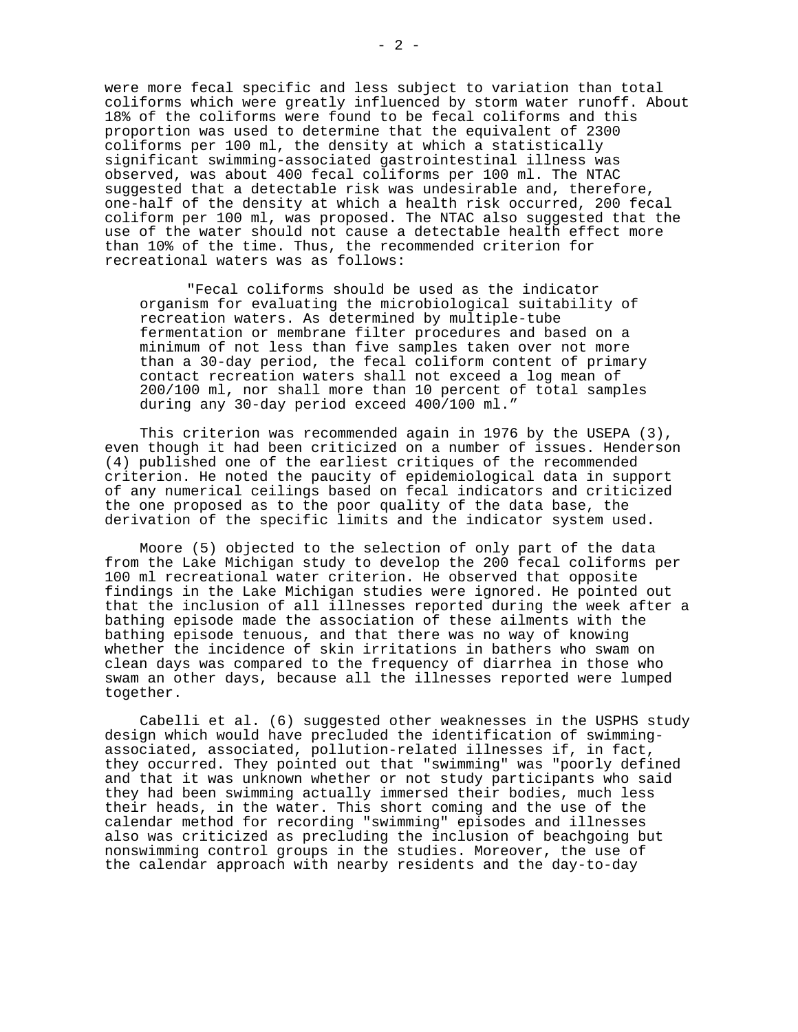were more fecal specific and less subject to variation than total coliforms which were greatly influenced by storm water runoff. About 18% of the coliforms were found to be fecal coliforms and this proportion was used to determine that the equivalent of 2300 coliforms per 100 ml, the density at which a statistically significant swimming-associated gastrointestinal illness was observed, was about 400 fecal coliforms per 100 ml. The NTAC suggested that a detectable risk was undesirable and, therefore, one-half of the density at which a health risk occurred, 200 fecal coliform per 100 ml, was proposed. The NTAC also suggested that the use of the water should not cause a detectable health effect more than 10% of the time. Thus, the recommended criterion for recreational waters was as follows:

> "Fecal coliforms should be used as the indicator organism for evaluating the microbiological suitability of recreation waters. As determined by multiple-tube fermentation or membrane filter procedures and based on a minimum of not less than five samples taken over not more than a 30-day period, the fecal coliform content of primary contact recreation waters shall not exceed a log mean of 200/100 ml, nor shall more than 10 percent of total samples during any 30-day period exceed 400/100 ml."

This criterion was recommended again in 1976 by the USEPA (3), even though it had been criticized on a number of issues. Henderson (4) published one of the earliest critiques of the recommended criterion. He noted the paucity of epidemiological data in support of any numerical ceilings based on fecal indicators and criticized the one proposed as to the poor quality of the data base, the derivation of the specific limits and the indicator system used.

Moore (5) objected to the selection of only part of the data from the Lake Michigan study to develop the 200 fecal coliforms per 100 ml recreational water criterion. He observed that opposite findings in the Lake Michigan studies were ignored. He pointed out that the inclusion of all illnesses reported during the week after a bathing episode made the association of these ailments with the bathing episode tenuous, and that there was no way of knowing whether the incidence of skin irritations in bathers who swam on clean days was compared to the frequency of diarrhea in those who swam an other days, because all the illnesses reported were lumped together.

Cabelli et al. (6) suggested other weaknesses in the USPHS study design which would have precluded the identification of swimming-associated, associated, pollution-related illnesses if, in fact, they occurred. They pointed out that "swimming" was "poorly defined and that it was unknown whether or not study participants who said they had been swimming actually immersed their bodies, much less their heads, in the water. This short coming and the use of the calendar method for recording "swimming" episodes and illnesses also was criticized as precluding the inclusion of beachgoing but nonswimming control groups in the studies. Moreover, the use of the calendar approach with nearby residents and the day-to-day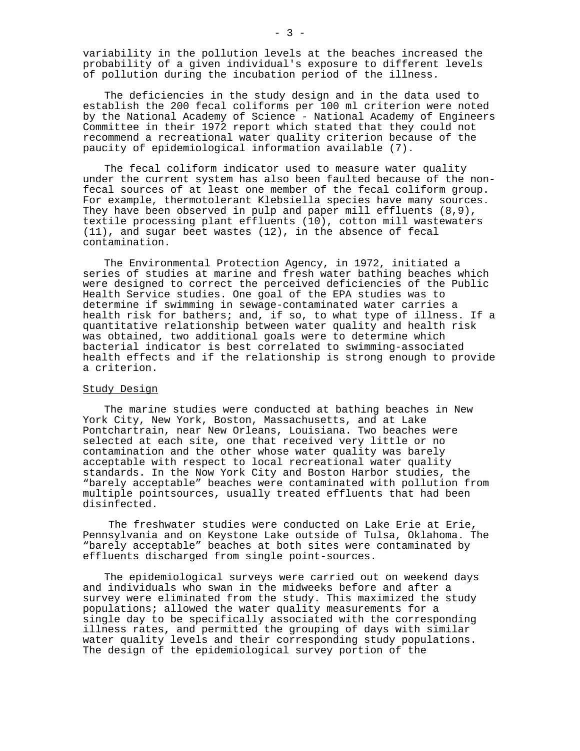variability in the pollution levels at the beaches increased the probability of a given individual's exposure to different levels of pollution during the incubation period of the illness.

The deficiencies in the study design and in the data used to establish the 200 fecal coliforms per 100 ml criterion were noted by the National Academy of Science - National Academy of Engineers Committee in their 1972 report which stated that they could not recommend a recreational water quality criterion because of the paucity of epidemiological information available (7).

The fecal coliform indicator used to measure water quality under the current system has also been faulted because of the non-fecal sources of at least one member of the fecal coliform group. For example, thermotolerant Klebsiella species have many sources. They have been observed in pulp and paper mill effluents (8,9), textile processing plant effluents (10), cotton mill wastewaters (11), and sugar beet wastes (12), in the absence of fecal contamination.

The Environmental Protection Agency, in 1972, initiated a series of studies at marine and fresh water bathing beaches which were designed to correct the perceived deficiencies of the Public Health Service studies. One goal of the EPA studies was to determine if swimming in sewage-contaminated water carries a health risk for bathers; and, if so, to what type of illness. If a quantitative relationship between water quality and health risk was obtained, two additional goals were to determine which bacterial indicator is best correlated to swimming-associated health effects and if the relationship is strong enough to provide a criterion.

## Study Design

The marine studies were conducted at bathing beaches in New York City, New York, Boston, Massachusetts, and at Lake Pontchartrain, near New Orleans, Louisiana. Two beaches were selected at each site, one that received very little or no contamination and the other whose water quality was barely acceptable with respect to local recreational water quality standards. In the Now York City and Boston Harbor studies, the "barely acceptable" beaches were contaminated with pollution from multiple pointsources, usually treated effluents that had been disinfected.

The freshwater studies were conducted on Lake Erie at Erie, Pennsylvania and on Keystone Lake outside of Tulsa, Oklahoma. The "barely acceptable" beaches at both sites were contaminated by effluents discharged from single point-sources.

The epidemiological surveys were carried out on weekend days and individuals who swan in the midweeks before and after a survey were eliminated from the study. This maximized the study populations; allowed the water quality measurements for a single day to be specifically associated with the corresponding illness rates, and permitted the grouping of days with similar water quality levels and their corresponding study populations. The design of the epidemiological survey portion of the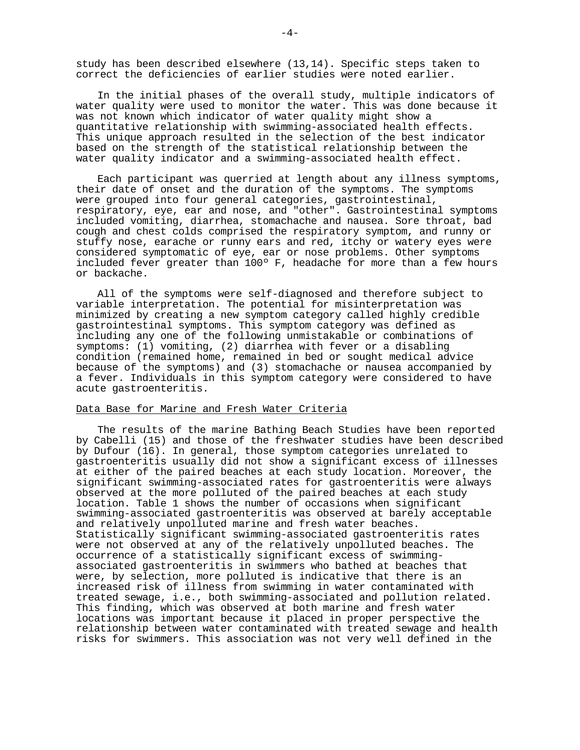study has been described elsewhere (13,14). Specific steps taken to correct the deficiencies of earlier studies were noted earlier.

In the initial phases of the overall study, multiple indicators of water quality were used to monitor the water. This was done because it was not known which indicator of water quality might show a quantitative relationship with swimming-associated health effects. This unique approach resulted in the selection of the best indicator based on the strength of the statistical relationship between the water quality indicator and a swimming-associated health effect.

Each participant was querried at length about any illness symptoms, their date of onset and the duration of the symptoms. The symptoms were grouped into four general categories, gastrointestinal, respiratory, eye, ear and nose, and "other". Gastrointestinal symptoms included vomiting, diarrhea, stomachache and nausea. Sore throat, bad cough and chest colds comprised the respiratory symptom, and runny or stuffy nose, earache or runny ears and red, itchy or watery eyes were considered symptomatic of eye, ear or nose problems. Other symptoms included fever greater than 100° F, headache for more than a few hours or backache.

All of the symptoms were self-diagnosed and therefore subject to variable interpretation. The potential for misinterpretation was minimized by creating a new symptom category called highly credible gastrointestinal symptoms. This symptom category was defined as including any one of the following unmistakable or combinations of symptoms: (1) vomiting, (2) diarrhea with fever or a disabling condition (remained home, remained in bed or sought medical advice because of the symptoms) and (3) stomachache or nausea accompanied by a fever. Individuals in this symptom category were considered to have acute gastroenteritis.

## Data Base for Marine and Fresh Water Criteria

The results of the marine Bathing Beach Studies have been reported by Cabelli (15) and those of the freshwater studies have been described by Dufour (16). In general, those symptom categories unrelated to gastroenteritis usually did not show a significant excess of illnesses at either of the paired beaches at each study location. Moreover, the significant swimming-associated rates for gastroenteritis were always observed at the more polluted of the paired beaches at each study location. Table 1 shows the number of occasions when significant swimming-associated gastroenteritis was observed at barely acceptable and relatively unpolluted marine and fresh water beaches. Statistically significant swimming-associated gastroenteritis rates were not observed at any of the relatively unpolluted beaches. The occurrence of a statistically significant excess of swimming-associated gastroenteritis in swimmers who bathed at beaches that were, by selection, more polluted is indicative that there is an increased risk of illness from swimming in water contaminated with treated sewage, i.e., both swimming-associated and pollution related. This finding, which was observed at both marine and fresh water locations was important because it placed in proper perspective the relationship between water contaminated with treated sewage and health risks for swimmers. This association was not very well defined in the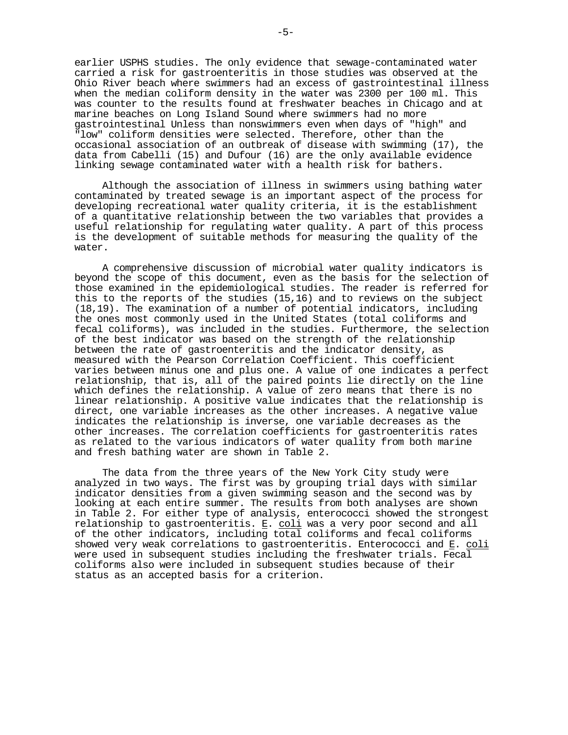earlier USPHS studies. The only evidence that sewage-contaminated water carried a risk for gastroenteritis in those studies was observed at the Ohio River beach where swimmers had an excess of gastrointestinal illness when the median coliform density in the water was 2300 per 100 ml. This was counter to the results found at freshwater beaches in Chicago and at marine beaches on Long Island Sound where swimmers had no more gastrointestinal Unless than nonswimmers even when days of "high" and "low" coliform densities were selected. Therefore, other than the occasional association of an outbreak of disease with swimming (17), the data from Cabelli (15) and Dufour (16) are the only available evidence linking sewage contaminated water with a health risk for bathers.

Although the association of illness in swimmers using bathing water contaminated by treated sewage is an important aspect of the process for developing recreational water quality criteria, it is the establishment of a quantitative relationship between the two variables that provides a useful relationship for regulating water quality. A part of this process is the development of suitable methods for measuring the quality of the water.

A comprehensive discussion of microbial water quality indicators is beyond the scope of this document, even as the basis for the selection of those examined in the epidemiological studies. The reader is referred for this to the reports of the studies (15,16) and to reviews on the subject (18,19). The examination of a number of potential indicators, including the ones most commonly used in the United States (total coliforms and fecal coliforms), was included in the studies. Furthermore, the selection of the best indicator was based on the strength of the relationship between the rate of gastroenteritis and the indicator density, as measured with the Pearson Correlation Coefficient. This coefficient varies between minus one and plus one. A value of one indicates a perfect relationship, that is, all of the paired points lie directly on the line which defines the relationship. A value of zero means that there is no linear relationship. A positive value indicates that the relationship is direct, one variable increases as the other increases. A negative value indicates the relationship is inverse, one variable decreases as the other increases. The correlation coefficients for gastroenteritis rates as related to the various indicators of water quality from both marine and fresh bathing water are shown in Table 2.

The data from the three years of the New York City study were analyzed in two ways. The first was by grouping trial days with similar indicator densities from a given swimming season and the second was by looking at each entire summer. The results from both analyses are shown in Table 2. For either type of analysis, enterococci showed the strongest relationship to gastroenteritis. *E. coli* was a very poor second and all of the other indicators, including total coliforms and fecal coliforms showed very weak correlations to gastroenteritis. Enterococci and *E. coli* were used in subsequent studies including the freshwater trials. Fecal coliforms also were included in subsequent studies because of their status as an accepted basis for a criterion.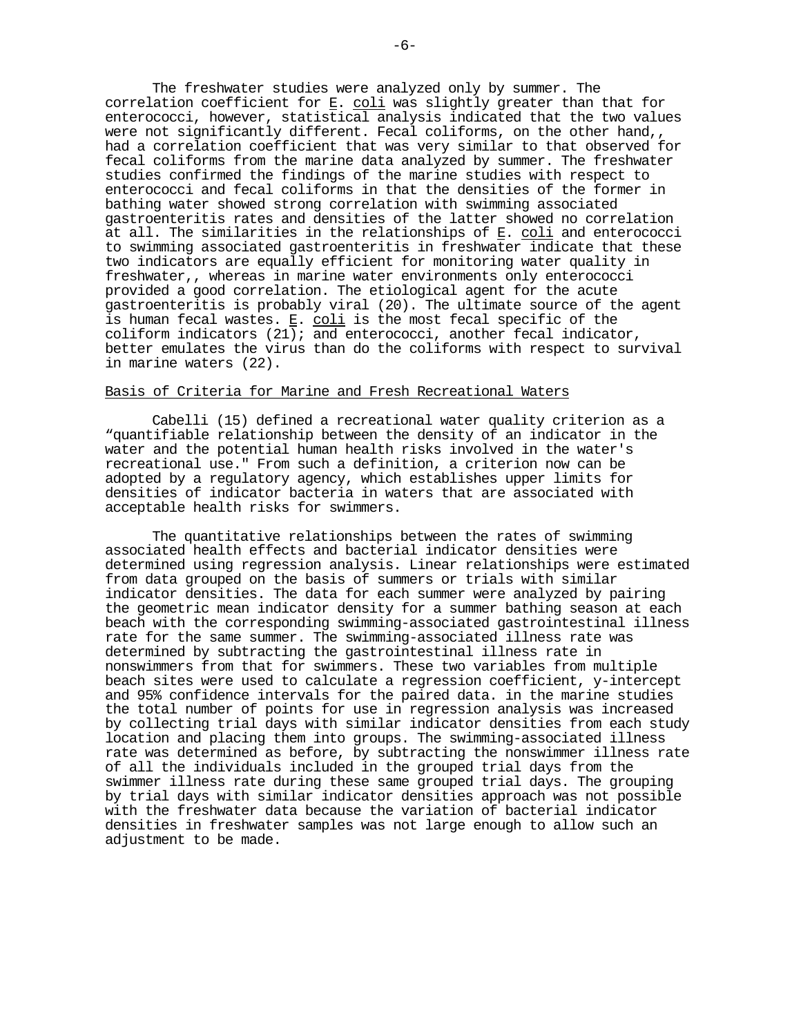The freshwater studies were analyzed only by summer. The correlation coefficient for _E. coli_ was slightly greater than that for enterococci, however, statistical analysis indicated that the two values were not significantly different. Fecal coliforms, on the other hand,, had a correlation coefficient that was very similar to that observed for fecal coliforms from the marine data analyzed by summer. The freshwater studies confirmed the findings of the marine studies with respect to enterococci and fecal coliforms in that the densities of the former in bathing water showed strong correlation with swimming associated gastroenteritis rates and densities of the latter showed no correlation at all. The similarities in the relationships of _E. coli_ and enterococci to swimming associated gastroenteritis in freshwater indicate that these two indicators are equally efficient for monitoring water quality in freshwater,, whereas in marine water environments only enterococci provided a good correlation. The etiological agent for the acute gastroenteritis is probably viral (20). The ultimate source of the agent is human fecal wastes. _E. coli_ is the most fecal specific of the coliform indicators (21); and enterococci, another fecal indicator, better emulates the virus than do the coliforms with respect to survival in marine waters (22).

## Basis of Criteria for Marine and Fresh Recreational Waters

Cabelli (15) defined a recreational water quality criterion as a "quantifiable relationship between the density of an indicator in the water and the potential human health risks involved in the water's recreational use." From such a definition, a criterion now can be adopted by a regulatory agency, which establishes upper limits for densities of indicator bacteria in waters that are associated with acceptable health risks for swimmers.

The quantitative relationships between the rates of swimming associated health effects and bacterial indicator densities were determined using regression analysis. Linear relationships were estimated from data grouped on the basis of summers or trials with similar indicator densities. The data for each summer were analyzed by pairing the geometric mean indicator density for a summer bathing season at each beach with the corresponding swimming-associated gastrointestinal illness rate for the same summer. The swimming-associated illness rate was determined by subtracting the gastrointestinal illness rate in nonswimmers from that for swimmers. These two variables from multiple beach sites were used to calculate a regression coefficient, y-intercept and 95% confidence intervals for the paired data. in the marine studies the total number of points for use in regression analysis was increased by collecting trial days with similar indicator densities from each study location and placing them into groups. The swimming-associated illness rate was determined as before, by subtracting the nonswimmer illness rate of all the individuals included in the grouped trial days from the swimmer illness rate during these same grouped trial days. The grouping by trial days with similar indicator densities approach was not possible with the freshwater data because the variation of bacterial indicator densities in freshwater samples was not large enough to allow such an adjustment to be made.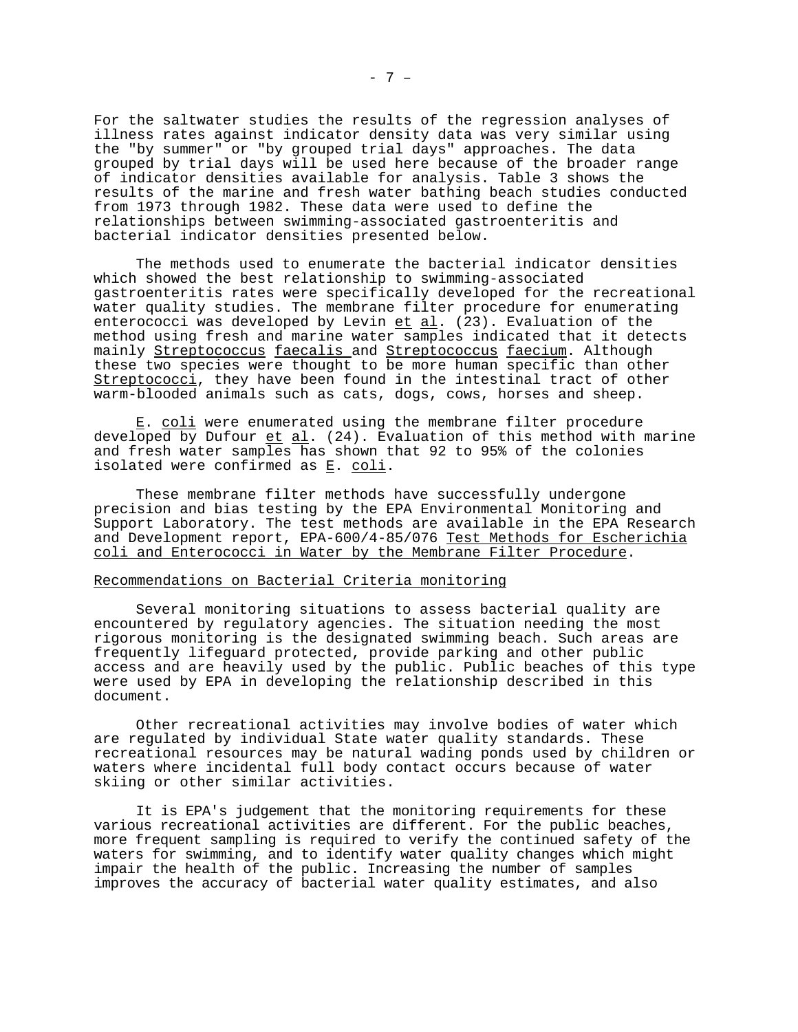For the saltwater studies the results of the regression analyses of illness rates against indicator density data was very similar using the "by summer" or "by grouped trial days" approaches. The data grouped by trial days will be used here because of the broader range of indicator densities available for analysis. Table 3 shows the results of the marine and fresh water bathing beach studies conducted from 1973 through 1982. These data were used to define the relationships between swimming-associated gastroenteritis and bacterial indicator densities presented below.

The methods used to enumerate the bacterial indicator densities which showed the best relationship to swimming-associated gastroenteritis rates were specifically developed for the recreational water quality studies. The membrane filter procedure for enumerating enterococci was developed by Levin *et al*. (23). Evaluation of the method using fresh and marine water samples indicated that it detects mainly *Streptococcus faecalis* and *Streptococcus faecium*. Although these two species were thought to be more human specific than other *Streptococci*, they have been found in the intestinal tract of other warm-blooded animals such as cats, dogs, cows, horses and sheep.

*E. coli* were enumerated using the membrane filter procedure developed by Dufour *et al*. (24). Evaluation of this method with marine and fresh water samples has shown that 92 to 95% of the colonies isolated were confirmed as *E. coli*.

These membrane filter methods have successfully undergone precision and bias testing by the EPA Environmental Monitoring and Support Laboratory. The test methods are available in the EPA Research and Development report, EPA-600/4-85/076 *Test Methods for Escherichia coli and Enterococci in Water by the Membrane Filter Procedure*.

## Recommendations on Bacterial Criteria monitoring

Several monitoring situations to assess bacterial quality are encountered by regulatory agencies. The situation needing the most rigorous monitoring is the designated swimming beach. Such areas are frequently lifeguard protected, provide parking and other public access and are heavily used by the public. Public beaches of this type were used by EPA in developing the relationship described in this document.

Other recreational activities may involve bodies of water which are regulated by individual State water quality standards. These recreational resources may be natural wading ponds used by children or waters where incidental full body contact occurs because of water skiing or other similar activities.

It is EPA's judgement that the monitoring requirements for these various recreational activities are different. For the public beaches, more frequent sampling is required to verify the continued safety of the waters for swimming, and to identify water quality changes which might impair the health of the public. Increasing the number of samples improves the accuracy of bacterial water quality estimates, and also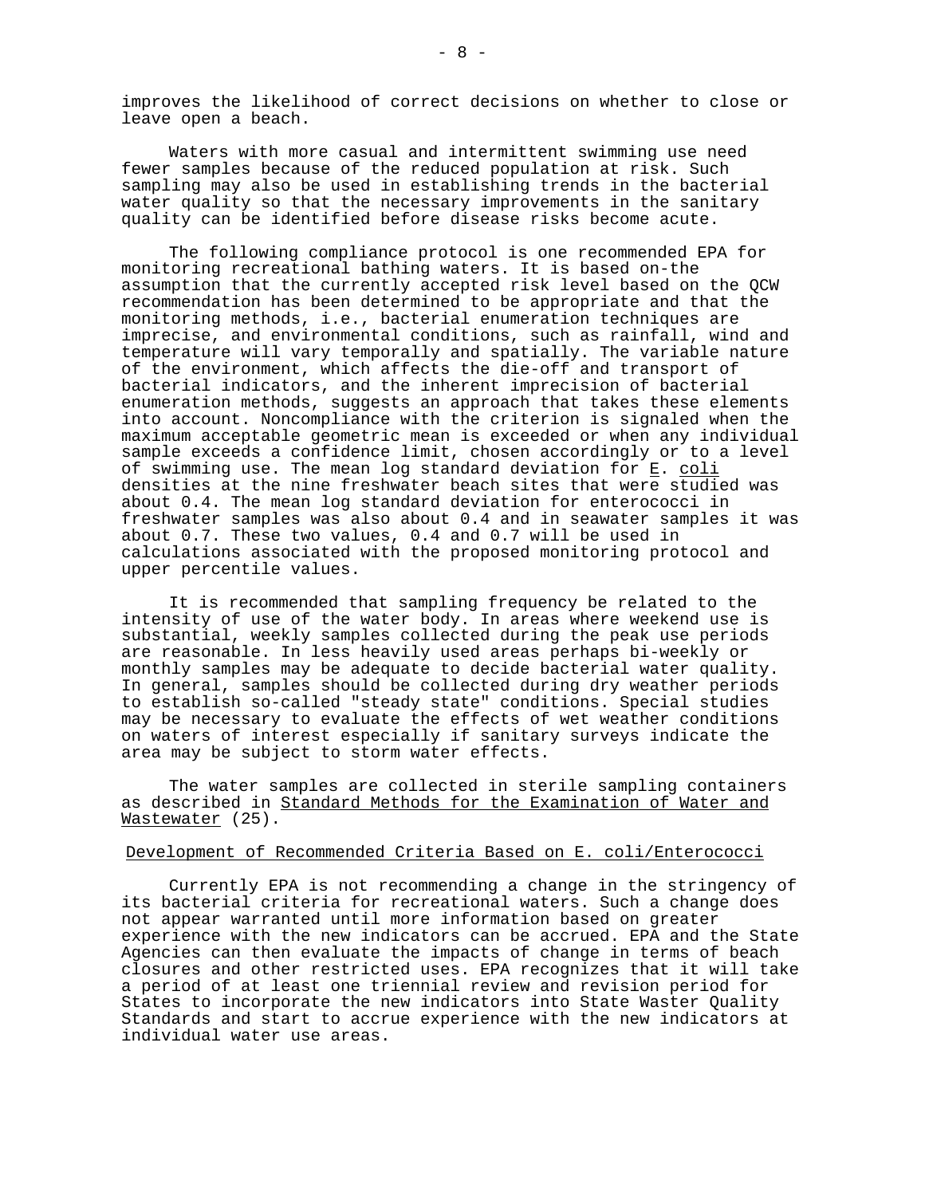improves the likelihood of correct decisions on whether to close or leave open a beach.

Waters with more casual and intermittent swimming use need fewer samples because of the reduced population at risk. Such sampling may also be used in establishing trends in the bacterial water quality so that the necessary improvements in the sanitary quality can be identified before disease risks become acute.

The following compliance protocol is one recommended EPA for monitoring recreational bathing waters. It is based on-the assumption that the currently accepted risk level based on the QCW recommendation has been determined to be appropriate and that the monitoring methods, i.e., bacterial enumeration techniques are imprecise, and environmental conditions, such as rainfall, wind and temperature will vary temporally and spatially. The variable nature of the environment, which affects the die-off and transport of bacterial indicators, and the inherent imprecision of bacterial enumeration methods, suggests an approach that takes these elements into account. Noncompliance with the criterion is signaled when the maximum acceptable geometric mean is exceeded or when any individual sample exceeds a confidence limit, chosen accordingly or to a level of swimming use. The mean log standard deviation for E. coli densities at the nine freshwater beach sites that were studied was about 0.4. The mean log standard deviation for enterococci in freshwater samples was also about 0.4 and in seawater samples it was about 0.7. These two values, 0.4 and 0.7 will be used in calculations associated with the proposed monitoring protocol and upper percentile values.

It is recommended that sampling frequency be related to the intensity of use of the water body. In areas where weekend use is substantial, weekly samples collected during the peak use periods are reasonable. In less heavily used areas perhaps bi-weekly or monthly samples may be adequate to decide bacterial water quality. In general, samples should be collected during dry weather periods to establish so-called "steady state" conditions. Special studies may be necessary to evaluate the effects of wet weather conditions on waters of interest especially if sanitary surveys indicate the area may be subject to storm water effects.

The water samples are collected in sterile sampling containers as described in Standard Methods for the Examination of Water and Wastewater (25).

## Development of Recommended Criteria Based on E. coli/Enterococci

Currently EPA is not recommending a change in the stringency of its bacterial criteria for recreational waters. Such a change does not appear warranted until more information based on greater experience with the new indicators can be accrued. EPA and the State Agencies can then evaluate the impacts of change in terms of beach closures and other restricted uses. EPA recognizes that it will take a period of at least one triennial review and revision period for States to incorporate the new indicators into State Waster Quality Standards and start to accrue experience with the new indicators at individual water use areas.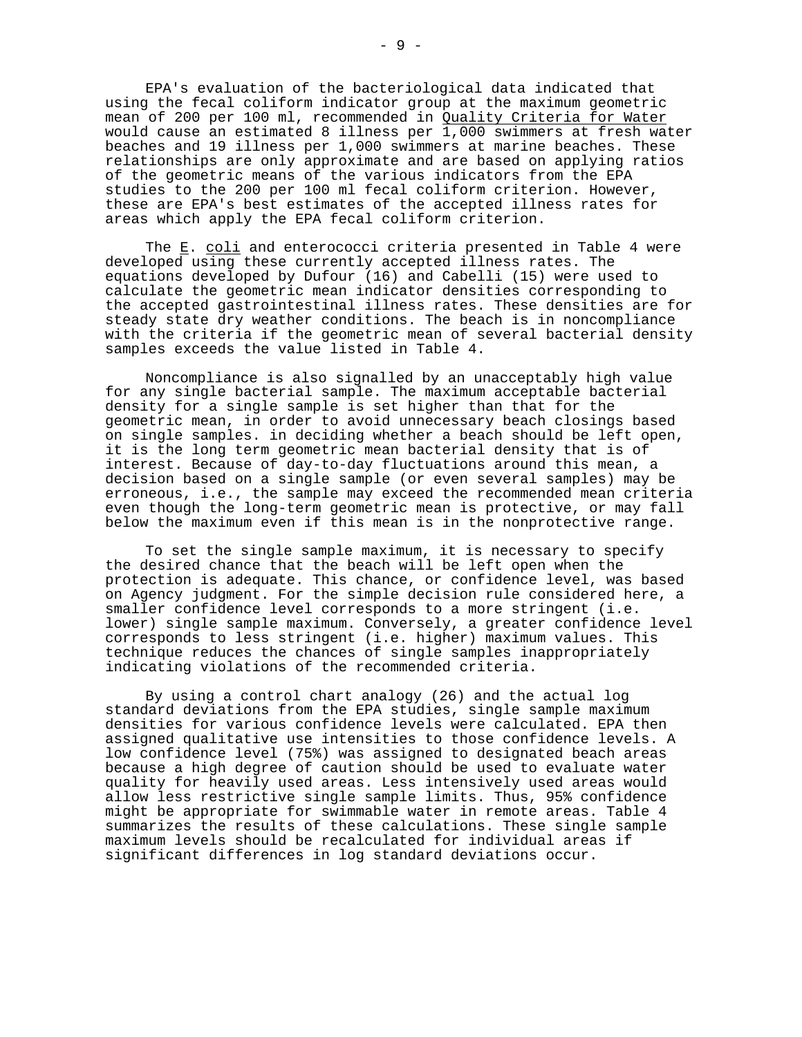EPA's evaluation of the bacteriological data indicated that using the fecal coliform indicator group at the maximum geometric mean of 200 per 100 ml, recommended in Quality Criteria for Water would cause an estimated 8 illness per 1,000 swimmers at fresh water beaches and 19 illness per 1,000 swimmers at marine beaches. These relationships are only approximate and are based on applying ratios of the geometric means of the various indicators from the EPA studies to the 200 per 100 ml fecal coliform criterion. However, these are EPA's best estimates of the accepted illness rates for areas which apply the EPA fecal coliform criterion.

The *E. coli* and enterococci criteria presented in Table 4 were developed using these currently accepted illness rates. The equations developed by Dufour (16) and Cabelli (15) were used to calculate the geometric mean indicator densities corresponding to the accepted gastrointestinal illness rates. These densities are for steady state dry weather conditions. The beach is in noncompliance with the criteria if the geometric mean of several bacterial density samples exceeds the value listed in Table 4.

Noncompliance is also signalled by an unacceptably high value for any single bacterial sample. The maximum acceptable bacterial density for a single sample is set higher than that for the geometric mean, in order to avoid unnecessary beach closings based on single samples. in deciding whether a beach should be left open, it is the long term geometric mean bacterial density that is of interest. Because of day-to-day fluctuations around this mean, a decision based on a single sample (or even several samples) may be erroneous, i.e., the sample may exceed the recommended mean criteria even though the long-term geometric mean is protective, or may fall below the maximum even if this mean is in the nonprotective range.

To set the single sample maximum, it is necessary to specify the desired chance that the beach will be left open when the protection is adequate. This chance, or confidence level, was based on Agency judgment. For the simple decision rule considered here, a smaller confidence level corresponds to a more stringent (i.e. lower) single sample maximum. Conversely, a greater confidence level corresponds to less stringent (i.e. higher) maximum values. This technique reduces the chances of single samples inappropriately indicating violations of the recommended criteria.

By using a control chart analogy (26) and the actual log standard deviations from the EPA studies, single sample maximum densities for various confidence levels were calculated. EPA then assigned qualitative use intensities to those confidence levels. A low confidence level (75%) was assigned to designated beach areas because a high degree of caution should be used to evaluate water quality for heavily used areas. Less intensively used areas would allow less restrictive single sample limits. Thus, 95% confidence might be appropriate for swimmable water in remote areas. Table 4 summarizes the results of these calculations. These single sample maximum levels should be recalculated for individual areas if significant differences in log standard deviations occur.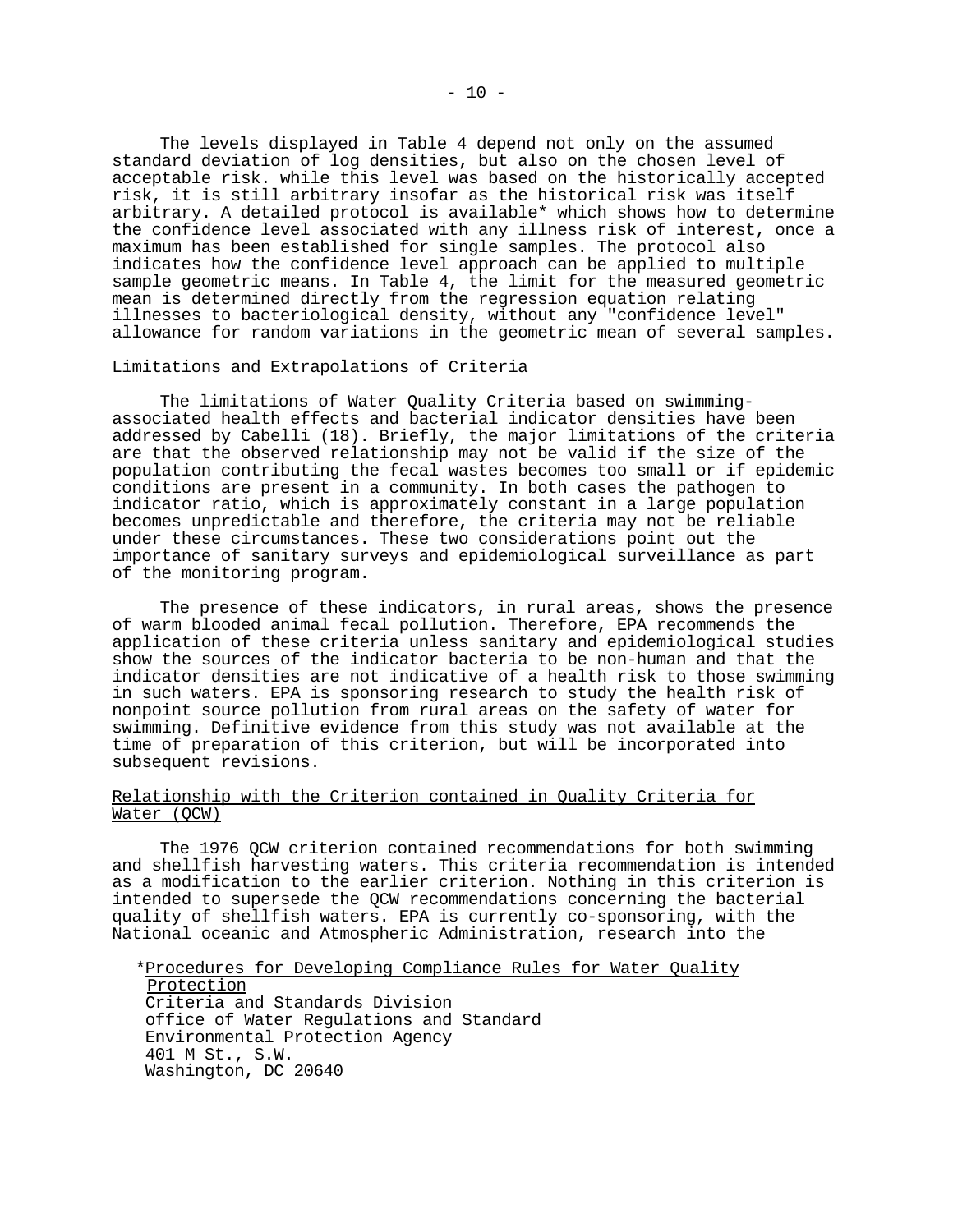The levels displayed in Table 4 depend not only on the assumed standard deviation of log densities, but also on the chosen level of acceptable risk. while this level was based on the historically accepted risk, it is still arbitrary insofar as the historical risk was itself arbitrary. A detailed protocol is available* which shows how to determine the confidence level associated with any illness risk of interest, once a maximum has been established for single samples. The protocol also indicates how the confidence level approach can be applied to multiple sample geometric means. In Table 4, the limit for the measured geometric mean is determined directly from the regression equation relating illnesses to bacteriological density, without any "confidence level" allowance for random variations in the geometric mean of several samples.

<u>Limitations and Extrapolations of Criteria</u>

The limitations of Water Quality Criteria based on swimming-associated health effects and bacterial indicator densities have been addressed by Cabelli (18). Briefly, the major limitations of the criteria are that the observed relationship may not be valid if the size of the population contributing the fecal wastes becomes too small or if epidemic conditions are present in a community. In both cases the pathogen to indicator ratio, which is approximately constant in a large population becomes unpredictable and therefore, the criteria may not be reliable under these circumstances. These two considerations point out the importance of sanitary surveys and epidemiological surveillance as part of the monitoring program.

The presence of these indicators, in rural areas, shows the presence of warm blooded animal fecal pollution. Therefore, EPA recommends the application of these criteria unless sanitary and epidemiological studies show the sources of the indicator bacteria to be non-human and that the indicator densities are not indicative of a health risk to those swimming in such waters. EPA is sponsoring research to study the health risk of nonpoint source pollution from rural areas on the safety of water for swimming. Definitive evidence from this study was not available at the time of preparation of this criterion, but will be incorporated into subsequent revisions.

<u>Relationship with the Criterion contained in Quality Criteria for Water (QCW)</u>

The 1976 QCW criterion contained recommendations for both swimming and shellfish harvesting waters. This criteria recommendation is intended as a modification to the earlier criterion. Nothing in this criterion is intended to supersede the QCW recommendations concerning the bacterial quality of shellfish waters. EPA is currently co-sponsoring, with the National oceanic and Atmospheric Administration, research into the

*<u>Procedures for Developing Compliance Rules for Water Quality Protection</u>
Criteria and Standards Division
office of Water Regulations and Standard
Environmental Protection Agency
401 M St., S.W.
Washington, DC 20640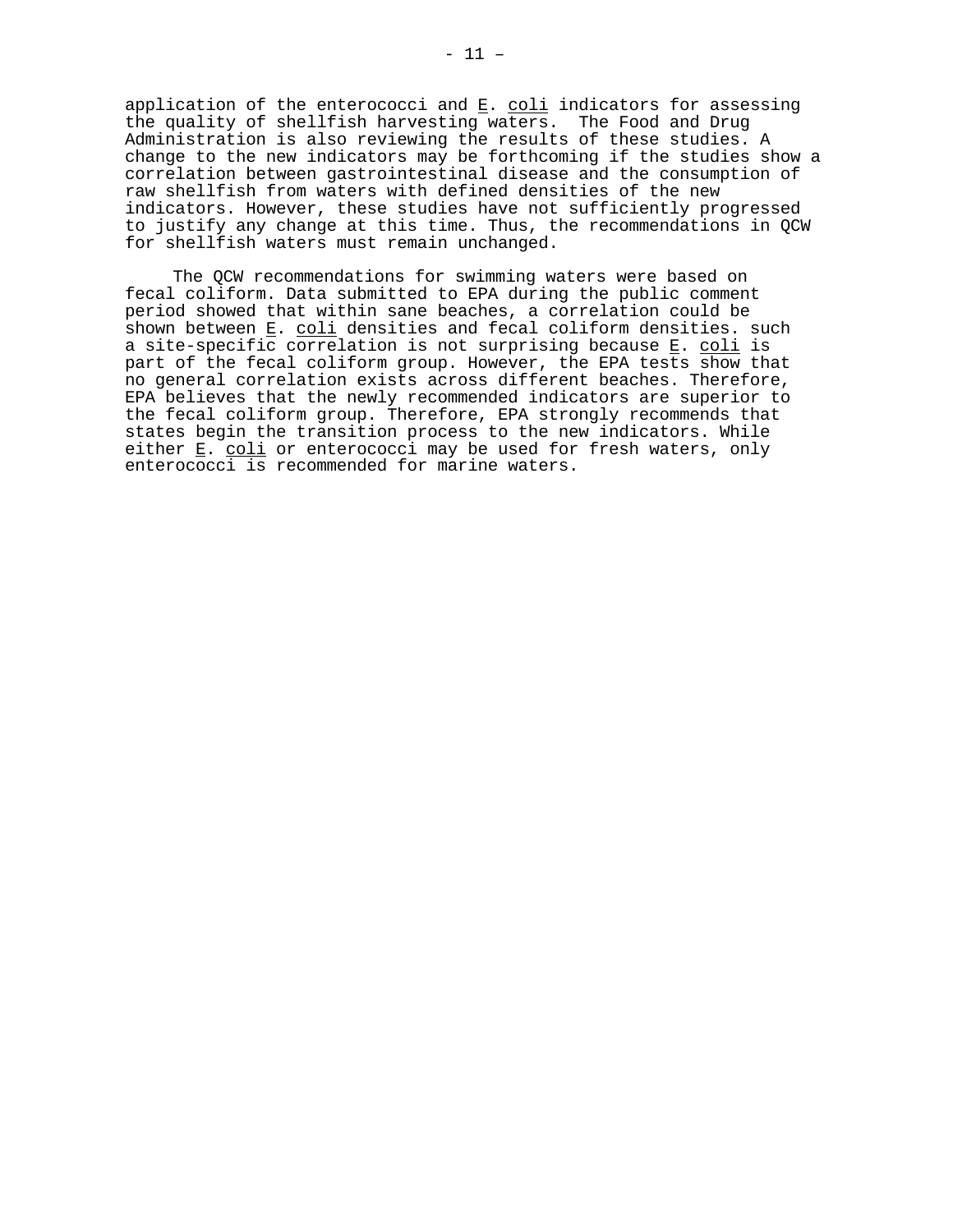application of the enterococci and *E. coli* indicators for assessing the quality of shellfish harvesting waters. The Food and Drug Administration is also reviewing the results of these studies. A change to the new indicators may be forthcoming if the studies show a correlation between gastrointestinal disease and the consumption of raw shellfish from waters with defined densities of the new indicators. However, these studies have not sufficiently progressed to justify any change at this time. Thus, the recommendations in QCW for shellfish waters must remain unchanged.

The QCW recommendations for swimming waters were based on fecal coliform. Data submitted to EPA during the public comment period showed that within sane beaches, a correlation could be shown between *E. coli* densities and fecal coliform densities. such a site-specific correlation is not surprising because *E. coli* is part of the fecal coliform group. However, the EPA tests show that no general correlation exists across different beaches. Therefore, EPA believes that the newly recommended indicators are superior to the fecal coliform group. Therefore, EPA strongly recommends that states begin the transition process to the new indicators. While either *E. coli* or enterococci may be used for fresh waters, only enterococci is recommended for marine waters.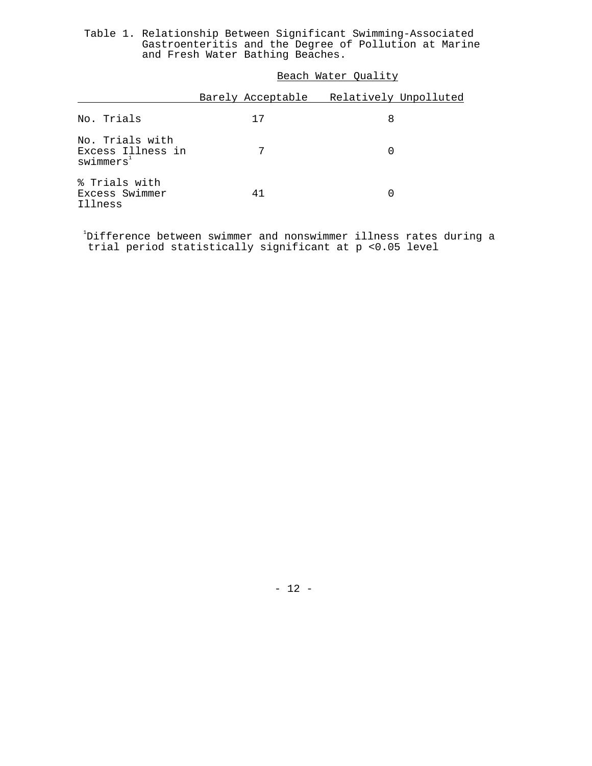Table 1. Relationship Between Significant Swimming-Associated Gastroenteritis and the Degree of Pollution at Marine and Fresh Water Bathing Beaches.

| | Beach Water Quality | |
|---|---|---|
| | Barely Acceptable | Relatively Unpolluted |
| No. Trials | 17 | 8 |
| No. Trials with Excess Illness in swimmers[1] | 7 | 0 |
| % Trials with Excess Swimmer Illness | 41 | 0 |

[1]Difference between swimmer and nonswimmer illness rates during a trial period statistically significant at $p < 0.05$ level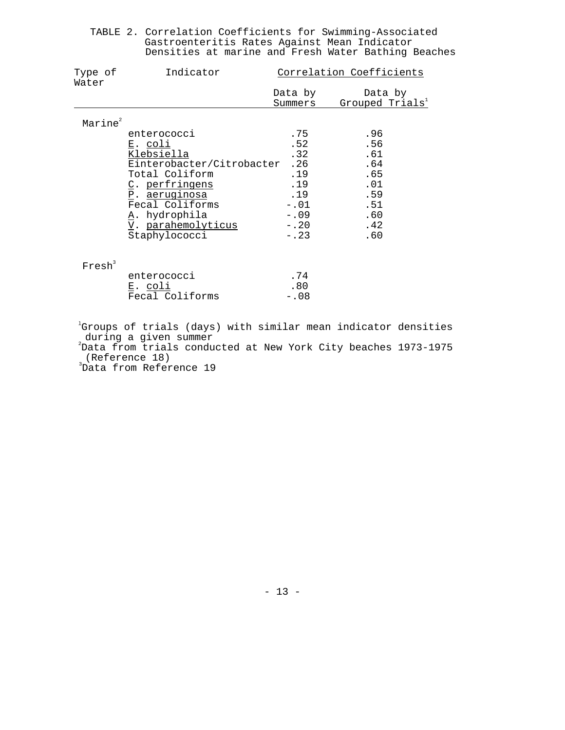TABLE 2. Correlation Coefficients for Swimming-Associated Gastroenteritis Rates Against Mean Indicator Densities at marine and Fresh Water Bathing Beaches

| Type of Water | Indicator | Correlation Coefficients | |
|---|---|---|---|
| | | Data by Summers | Data by Grouped Trials[1] |
| Marine[2] | | | |
| | enterococci | .75 | .96 |
| | *E. coli* | .52 | .56 |
| | *Klebsiella* | .32 | .61 |
| | Einterobacter/Citrobacter | .26 | .64 |
| | Total Coliform | .19 | .65 |
| | *C. perfringens* | .19 | .01 |
| | *P. aeruginosa* | .19 | .59 |
| | Fecal Coliforms | -.01 | .51 |
| | *A.* hydrophila | -.09 | .60 |
| | *V. parahemolyticus* | -.20 | .42 |
| | Staphylococci | -.23 | .60 |
| Fresh[3] | | | |
| | enterococci | .74 | |
| | *E. coli* | .80 | |
| | Fecal Coliforms | -.08 | |

[1]Groups of trials (days) with similar mean indicator densities during a given summer

[2]Data from trials conducted at New York City beaches 1973-1975 (Reference 18)

[3]Data from Reference 19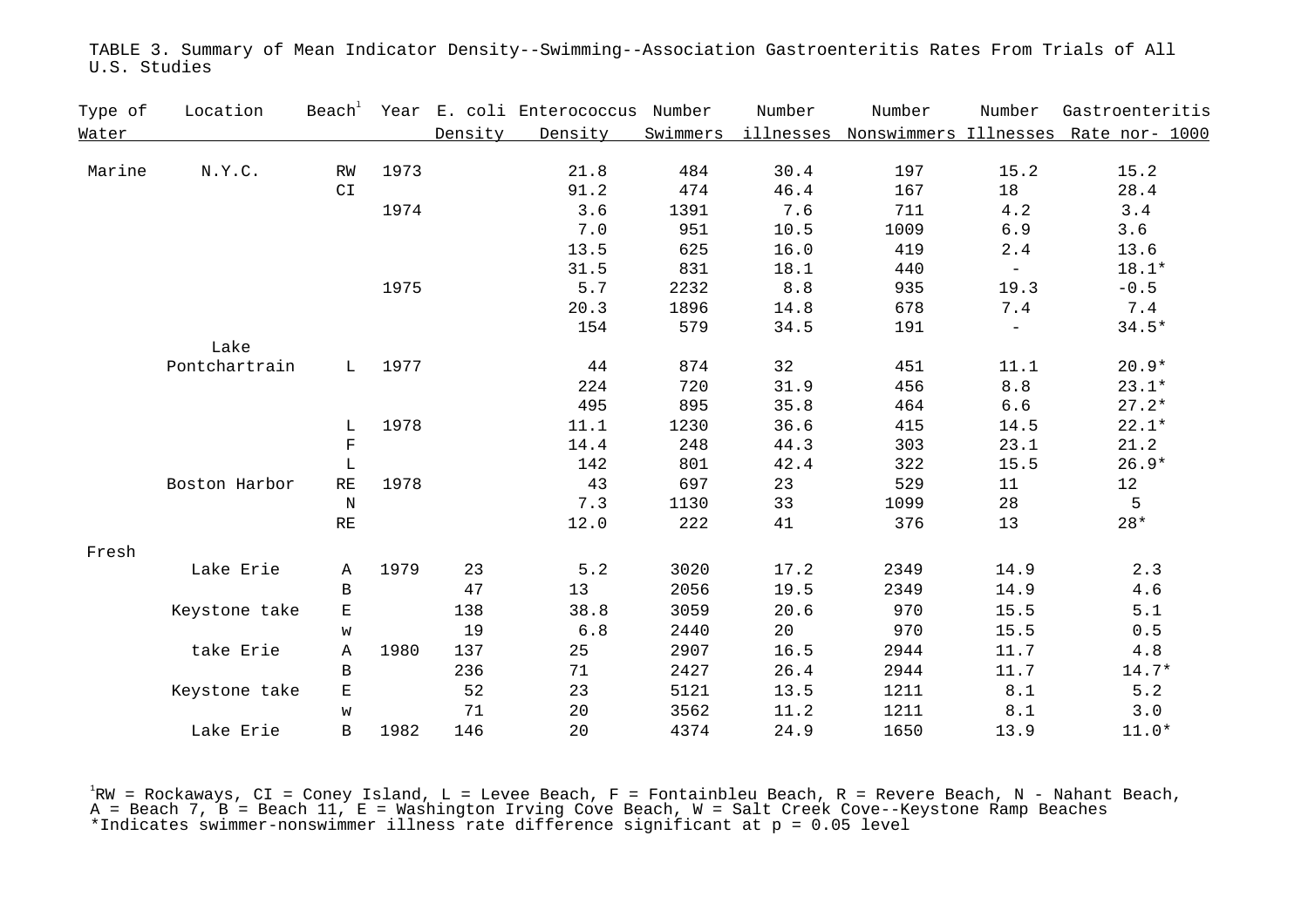TABLE 3. Summary of Mean Indicator Density--Swimming--Association Gastroenteritis Rates From Trials of All U.S. Studies

| Type of Water | Location | Beach[1] | Year | E. coli Density | Enterococcus Density | Number Swimmers | Number illnesses | Number Nonswimmers | Number Illnesses | Gastroenteritis Rate nor- 1000 |
|---|---|---|---|---|---|---|---|---|---|---|
| Marine | N.Y.C. | RW | 1973 | | 21.8 | 484 | 30.4 | 197 | 15.2 | 15.2 |
| | | CI | | | 91.2 | 474 | 46.4 | 167 | 18 | 28.4 |
| | | | 1974 | | 3.6 | 1391 | 7.6 | 711 | 4.2 | 3.4 |
| | | | | | 7.0 | 951 | 10.5 | 1009 | 6.9 | 3.6 |
| | | | | | 13.5 | 625 | 16.0 | 419 | 2.4 | 13.6 |
| | | | | | 31.5 | 831 | 18.1 | 440 | - | 18.1* |
| | | | 1975 | | 5.7 | 2232 | 8.8 | 935 | 19.3 | -0.5 |
| | | | | | 20.3 | 1896 | 14.8 | 678 | 7.4 | 7.4 |
| | | | | | 154 | 579 | 34.5 | 191 | - | 34.5* |
| | Lake Pontchartrain | L | 1977 | | 44 | 874 | 32 | 451 | 11.1 | 20.9* |
| | | | | | 224 | 720 | 31.9 | 456 | 8.8 | 23.1* |
| | | | | | 495 | 895 | 35.8 | 464 | 6.6 | 27.2* |
| | | L | 1978 | | 11.1 | 1230 | 36.6 | 415 | 14.5 | 22.1* |
| | | F | | | 14.4 | 248 | 44.3 | 303 | 23.1 | 21.2 |
| | | L | | | 142 | 801 | 42.4 | 322 | 15.5 | 26.9* |
| | Boston Harbor | RE | 1978 | | 43 | 697 | 23 | 529 | 11 | 12 |
| | | N | | | 7.3 | 1130 | 33 | 1099 | 28 | 5 |
| | | RE | | | 12.0 | 222 | 41 | 376 | 13 | 28* |
| Fresh | Lake Erie | A | 1979 | 23 | 5.2 | 3020 | 17.2 | 2349 | 14.9 | 2.3 |
| | | B | | 47 | 13 | 2056 | 19.5 | 2349 | 14.9 | 4.6 |
| | Keystone take | E | | 138 | 38.8 | 3059 | 20.6 | 970 | 15.5 | 5.1 |
| | | w | | 19 | 6.8 | 2440 | 20 | 970 | 15.5 | 0.5 |
| | take Erie | A | 1980 | 137 | 25 | 2907 | 16.5 | 2944 | 11.7 | 4.8 |
| | | B | | 236 | 71 | 2427 | 26.4 | 2944 | 11.7 | 14.7* |
| | Keystone take | E | | 52 | 23 | 5121 | 13.5 | 1211 | 8.1 | 5.2 |
| | | w | | 71 | 20 | 3562 | 11.2 | 1211 | 8.1 | 3.0 |
| | Lake Erie | B | 1982 | 146 | 20 | 4374 | 24.9 | 1650 | 13.9 | 11.0* |

[1]RW = Rockaways, CI = Coney Island, L = Levee Beach, F = Fontainbleu Beach, R = Revere Beach, N - Nahant Beach, A = Beach 7, B = Beach 11, E = Washington Irving Cove Beach, W = Salt Creek Cove--Keystone Ramp Beaches
*Indicates swimmer-nonswimmer illness rate difference significant at p = 0.05 level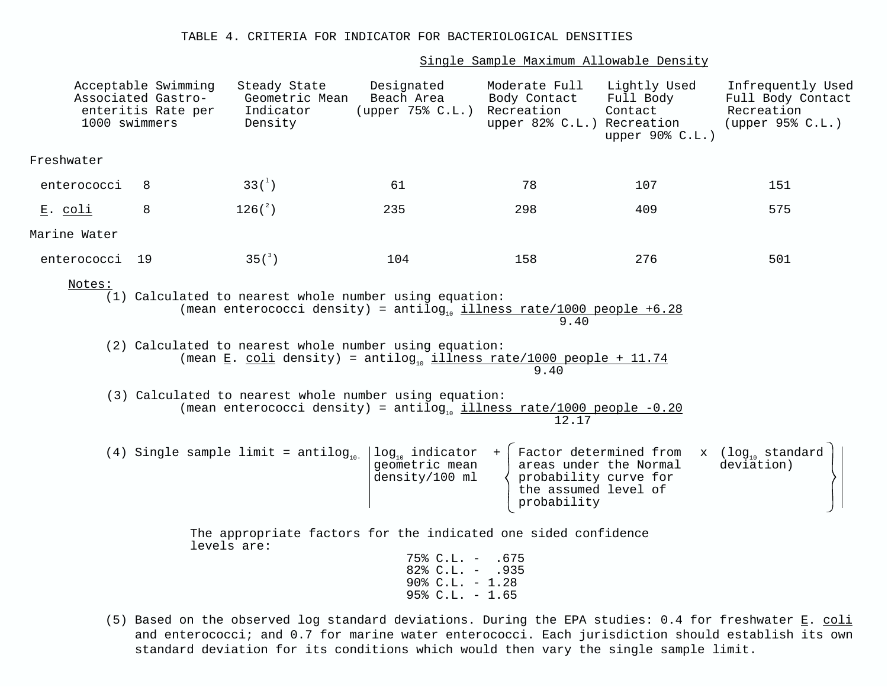# TABLE 4. CRITERIA FOR INDICATOR FOR BACTERIOLOGICAL DENSITIES

| | Acceptable Swimming Associated Gastro-enteritis Rate per 1000 swimmers | Steady State Geometric Mean Indicator Density | Single Sample Maximum Allowable Density: Designated Beach Area (upper 75% C.L.) | Moderate Full Body Contact Recreation upper 82% C.L.) | Lightly Used Full Body Contact Recreation upper 90% C.L.) | Infrequently Used Full Body Contact Recreation (upper 95% C.L.) |
|---|---|---|---|---|---|---|
| **Freshwater** | | | | | | |
| enterococci | 8 | 33(1) | 61 | 78 | 107 | 151 |
| *E. coli* | 8 | 126(2) | 235 | 298 | 409 | 575 |
| **Marine Water** | | | | | | |
| enterococci | 19 | 35(3) | 104 | 158 | 276 | 501 |

Notes:

(1) Calculated to nearest whole number using equation:

$$\text{(mean enterococci density)} = \text{antilog}_{10} \frac{\text{illness rate/1000 people} + 6.28}{9.40}$$

(2) Calculated to nearest whole number using equation:

$$\text{(mean } E. \text{ } coli \text{ density)} = \text{antilog}_{10} \frac{\text{illness rate/1000 people} + 11.74}{9.40}$$

(3) Calculated to nearest whole number using equation:

$$\text{(mean enterococci density)} = \text{antilog}_{10} \frac{\text{illness rate/1000 people} - 0.20}{12.17}$$

(4) Single sample limit = $\text{antilog}_{10}$ | $\log_{10}$ indicator geometric mean density/100 ml + {Factor determined from areas under the Normal probability curve for the assumed level of probability x ($\log_{10}$ standard deviation)} |

The appropriate factors for the indicated one sided confidence levels are:

75% C.L. - .675
82% C.L. - .935
90% C.L. - 1.28
95% C.L. - 1.65

(5) Based on the observed log standard deviations. During the EPA studies: 0.4 for freshwater *E. coli* and enterococci; and 0.7 for marine water enterococci. Each jurisdiction should establish its own standard deviation for its conditions which would then vary the single sample limit.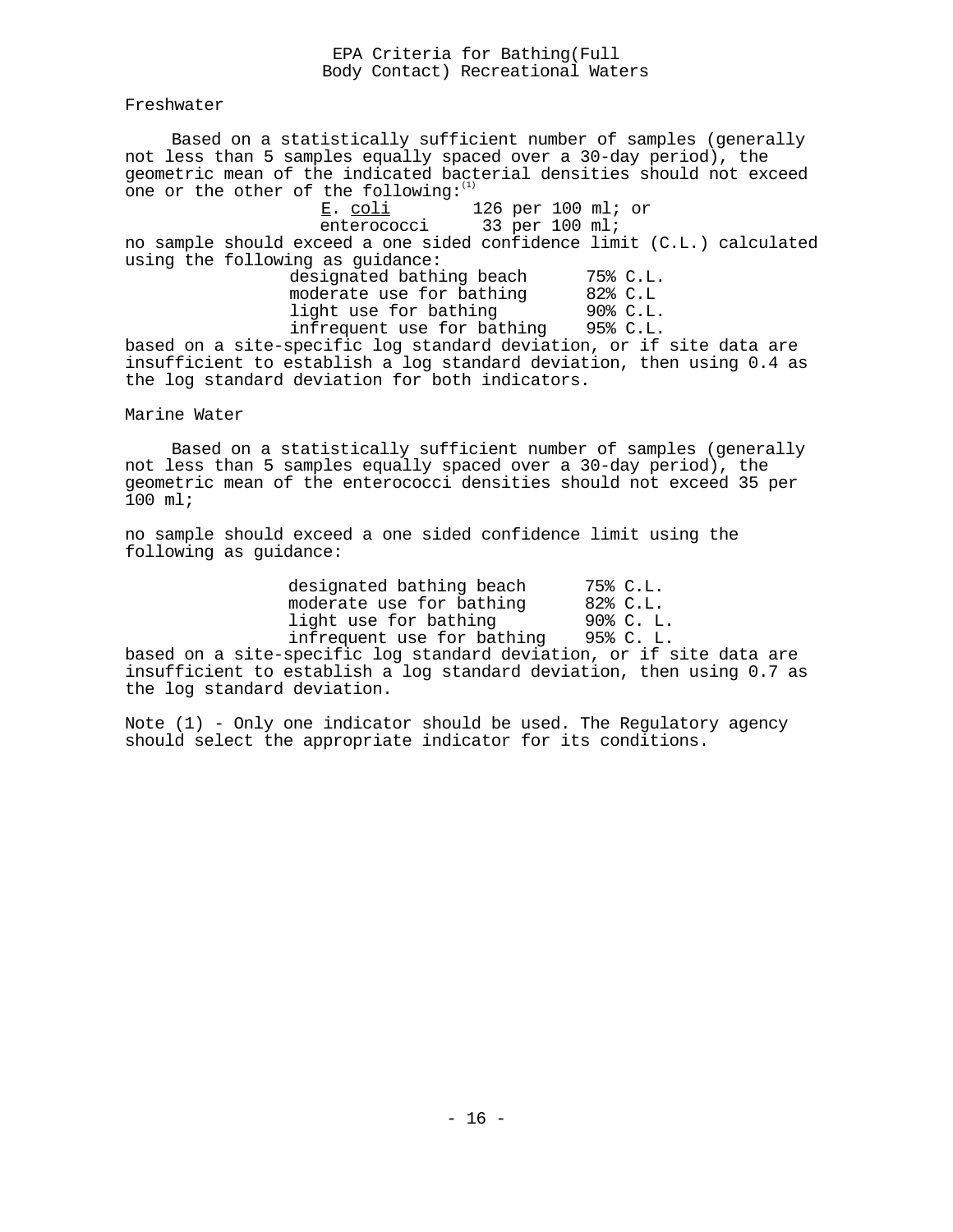# EPA Criteria for Bathing(Full Body Contact) Recreational Waters

## Freshwater

Based on a statistically sufficient number of samples (generally not less than 5 samples equally spaced over a 30-day period), the geometric mean of the indicated bacterial densities should not exceed one or the other of the following:[1]

| | |
|---|---|
| *E. coli* | 126 per 100 ml; or |
| enterococci | 33 per 100 ml; |

no sample should exceed a one sided confidence limit (C.L.) calculated using the following as guidance:

| | |
|---|---|
| designated bathing beach | 75% C.L. |
| moderate use for bathing | 82% C.L |
| light use for bathing | 90% C.L. |
| infrequent use for bathing | 95% C.L. |

based on a site-specific log standard deviation, or if site data are insufficient to establish a log standard deviation, then using 0.4 as the log standard deviation for both indicators.

## Marine Water

Based on a statistically sufficient number of samples (generally not less than 5 samples equally spaced over a 30-day period), the geometric mean of the enterococci densities should not exceed 35 per 100 ml;

no sample should exceed a one sided confidence limit using the following as guidance:

| | |
|---|---|
| designated bathing beach | 75% C.L. |
| moderate use for bathing | 82% C.L. |
| light use for bathing | 90% C. L. |
| infrequent use for bathing | 95% C. L. |

based on a site-specific log standard deviation, or if site data are insufficient to establish a log standard deviation, then using 0.7 as the log standard deviation.

Note (1) - Only one indicator should be used. The Regulatory agency should select the appropriate indicator for its conditions.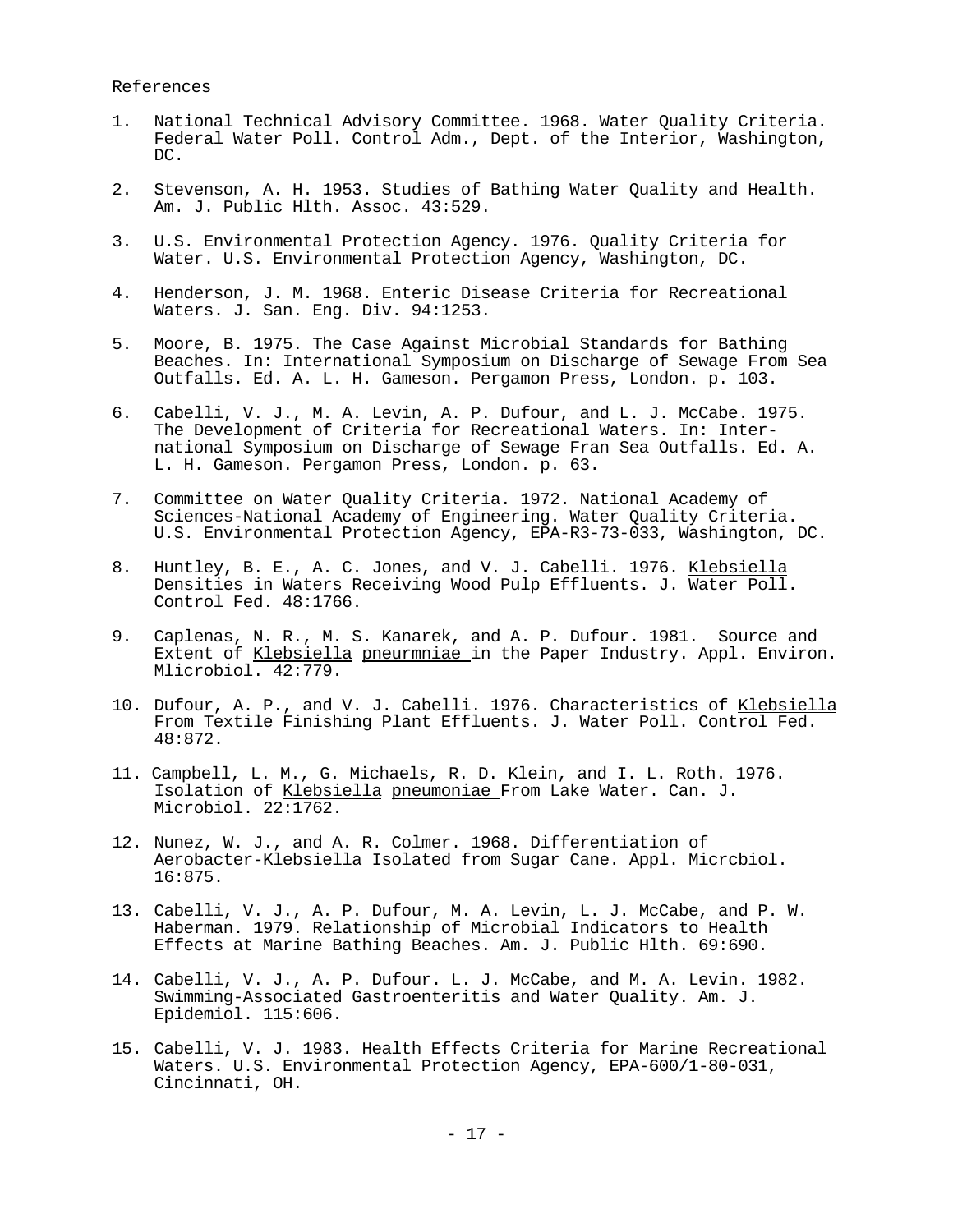References

1. National Technical Advisory Committee. 1968. Water Quality Criteria. Federal Water Poll. Control Adm., Dept. of the Interior, Washington, DC.

2. Stevenson, A. H. 1953. Studies of Bathing Water Quality and Health. Am. J. Public Hlth. Assoc. 43:529.

3. U.S. Environmental Protection Agency. 1976. Quality Criteria for Water. U.S. Environmental Protection Agency, Washington, DC.

4. Henderson, J. M. 1968. Enteric Disease Criteria for Recreational Waters. J. San. Eng. Div. 94:1253.

5. Moore, B. 1975. The Case Against Microbial Standards for Bathing Beaches. In: International Symposium on Discharge of Sewage From Sea Outfalls. Ed. A. L. H. Gameson. Pergamon Press, London. p. 103.

6. Cabelli, V. J., M. A. Levin, A. P. Dufour, and L. J. McCabe. 1975. The Development of Criteria for Recreational Waters. In: International Symposium on Discharge of Sewage Fran Sea Outfalls. Ed. A. L. H. Gameson. Pergamon Press, London. p. 63.

7. Committee on Water Quality Criteria. 1972. National Academy of Sciences-National Academy of Engineering. Water Quality Criteria. U.S. Environmental Protection Agency, EPA-R3-73-033, Washington, DC.

8. Huntley, B. E., A. C. Jones, and V. J. Cabelli. 1976. Klebsiella Densities in Waters Receiving Wood Pulp Effluents. J. Water Poll. Control Fed. 48:1766.

9. Caplenas, N. R., M. S. Kanarek, and A. P. Dufour. 1981. Source and Extent of Klebsiella pneurmniae in the Paper Industry. Appl. Environ. Mlicrobiol. 42:779.

10. Dufour, A. P., and V. J. Cabelli. 1976. Characteristics of Klebsiella From Textile Finishing Plant Effluents. J. Water Poll. Control Fed. 48:872.

11. Campbell, L. M., G. Michaels, R. D. Klein, and I. L. Roth. 1976. Isolation of Klebsiella pneumoniae From Lake Water. Can. J. Microbiol. 22:1762.

12. Nunez, W. J., and A. R. Colmer. 1968. Differentiation of Aerobacter-Klebsiella Isolated from Sugar Cane. Appl. Micrcbiol. 16:875.

13. Cabelli, V. J., A. P. Dufour, M. A. Levin, L. J. McCabe, and P. W. Haberman. 1979. Relationship of Microbial Indicators to Health Effects at Marine Bathing Beaches. Am. J. Public Hlth. 69:690.

14. Cabelli, V. J., A. P. Dufour. L. J. McCabe, and M. A. Levin. 1982. Swimming-Associated Gastroenteritis and Water Quality. Am. J. Epidemiol. 115:606.

15. Cabelli, V. J. 1983. Health Effects Criteria for Marine Recreational Waters. U.S. Environmental Protection Agency, EPA-600/1-80-031, Cincinnati, OH.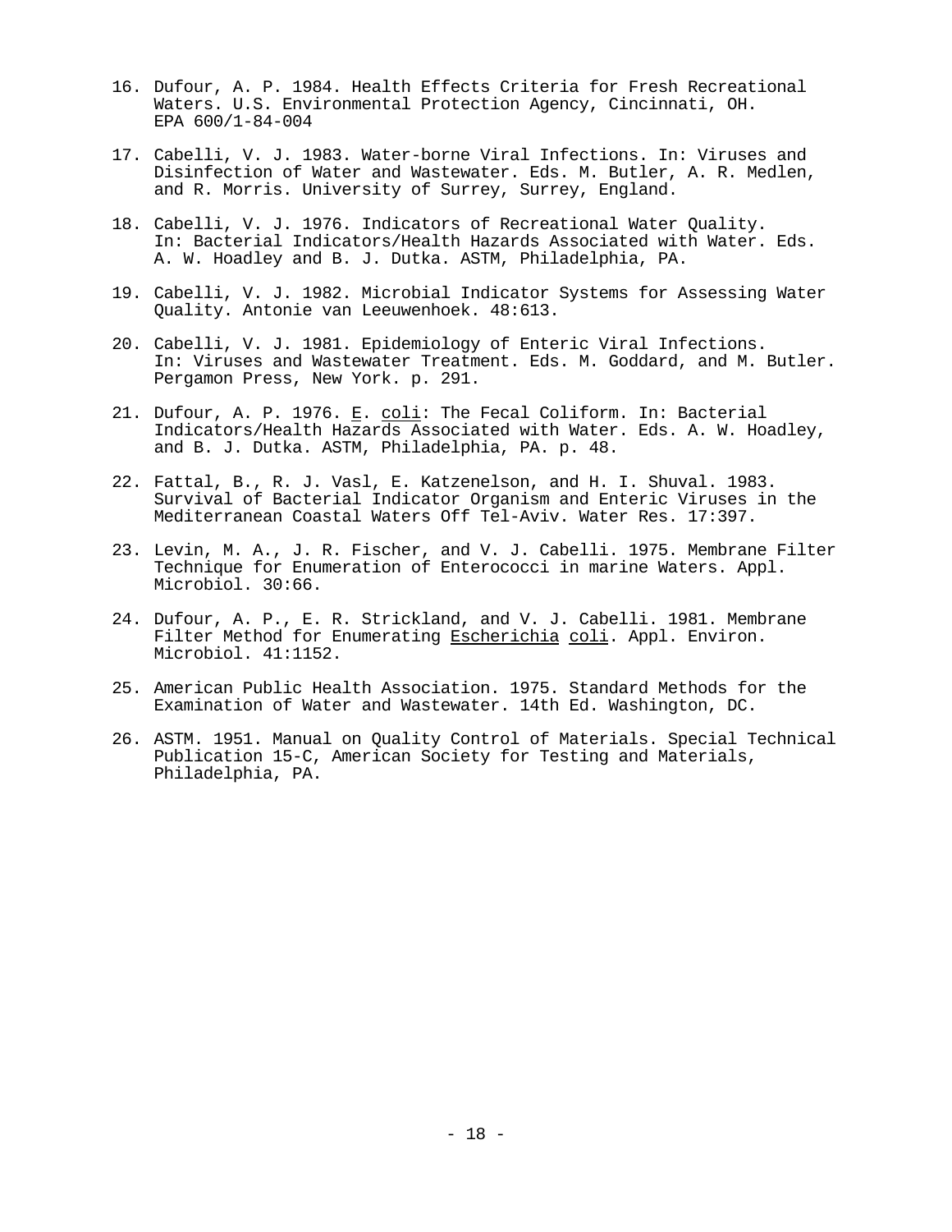16. Dufour, A. P. 1984. Health Effects Criteria for Fresh Recreational Waters. U.S. Environmental Protection Agency, Cincinnati, OH. EPA 600/1-84-004

17. Cabelli, V. J. 1983. Water-borne Viral Infections. In: Viruses and Disinfection of Water and Wastewater. Eds. M. Butler, A. R. Medlen, and R. Morris. University of Surrey, Surrey, England.

18. Cabelli, V. J. 1976. Indicators of Recreational Water Quality. In: Bacterial Indicators/Health Hazards Associated with Water. Eds. A. W. Hoadley and B. J. Dutka. ASTM, Philadelphia, PA.

19. Cabelli, V. J. 1982. Microbial Indicator Systems for Assessing Water Quality. Antonie van Leeuwenhoek. 48:613.

20. Cabelli, V. J. 1981. Epidemiology of Enteric Viral Infections. In: Viruses and Wastewater Treatment. Eds. M. Goddard, and M. Butler. Pergamon Press, New York. p. 291.

21. Dufour, A. P. 1976. E. coli: The Fecal Coliform. In: Bacterial Indicators/Health Hazards Associated with Water. Eds. A. W. Hoadley, and B. J. Dutka. ASTM, Philadelphia, PA. p. 48.

22. Fattal, B., R. J. Vasl, E. Katzenelson, and H. I. Shuval. 1983. Survival of Bacterial Indicator Organism and Enteric Viruses in the Mediterranean Coastal Waters Off Tel-Aviv. Water Res. 17:397.

23. Levin, M. A., J. R. Fischer, and V. J. Cabelli. 1975. Membrane Filter Technique for Enumeration of Enterococci in marine Waters. Appl. Microbiol. 30:66.

24. Dufour, A. P., E. R. Strickland, and V. J. Cabelli. 1981. Membrane Filter Method for Enumerating Escherichia coli. Appl. Environ. Microbiol. 41:1152.

25. American Public Health Association. 1975. Standard Methods for the Examination of Water and Wastewater. 14th Ed. Washington, DC.

26. ASTM. 1951. Manual on Quality Control of Materials. Special Technical Publication 15-C, American Society for Testing and Materials, Philadelphia, PA.